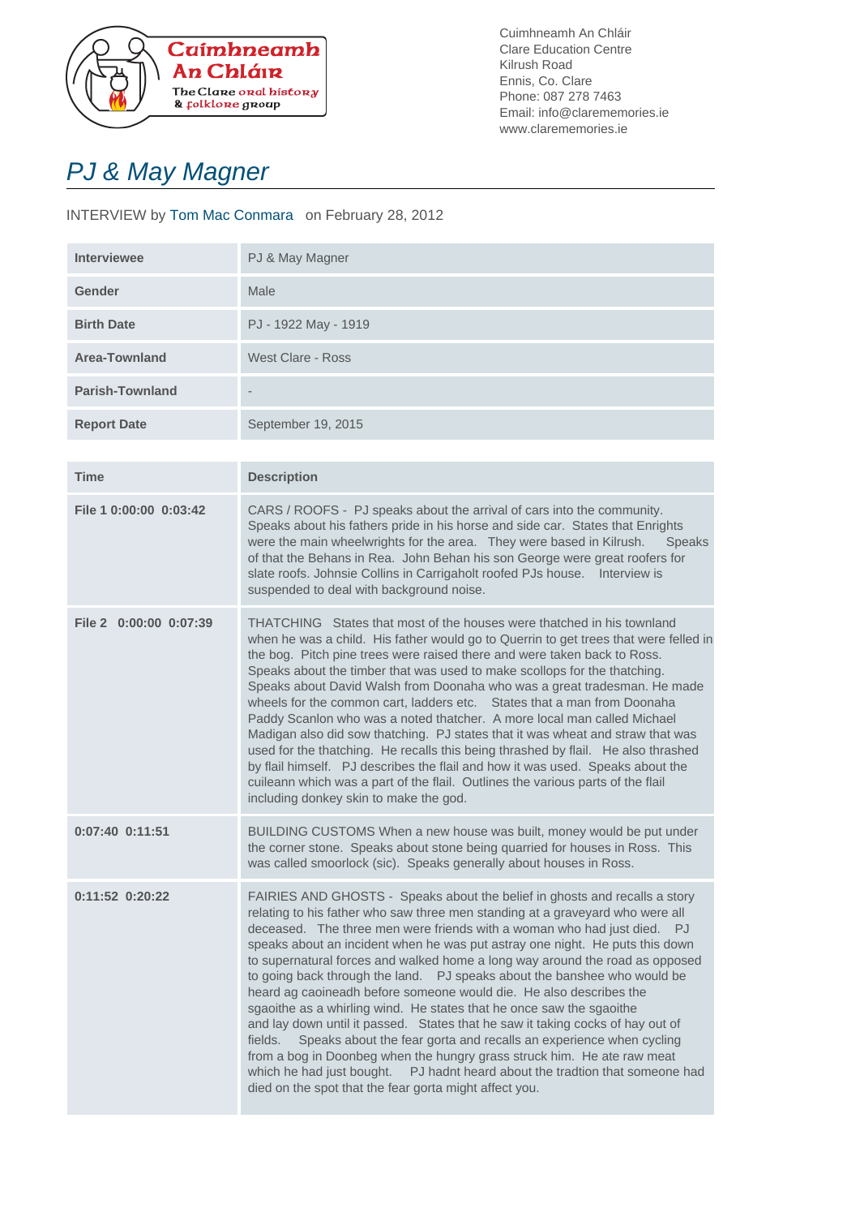Cuimhneamh An Chláir
Clare Education Centre
Kilrush Road
Ennis, Co. Clare
Phone: 087 278 7463
Email: info@clarememories.ie
www.clarememories.ie

# *PJ & May Magner*

INTERVIEW by Tom Mac Conmara on February 28, 2012

| | |
|---|---|
| **Interviewee** | PJ & May Magner |
| **Gender** | Male |
| **Birth Date** | PJ - 1922 May - 1919 |
| **Area-Townland** | West Clare - Ross |
| **Parish-Townland** | - |
| **Report Date** | September 19, 2015 |

| Time | Description |
|---|---|
| **File 1 0:00:00 0:03:42** | CARS / ROOFS - PJ speaks about the arrival of cars into the community. Speaks about his fathers pride in his horse and side car. States that Enrights were the main wheelwrights for the area. They were based in Kilrush. Speaks of that the Behans in Rea. John Behan his son George were great roofers for slate roofs. Johnsie Collins in Carrigaholt roofed PJs house. Interview is suspended to deal with background noise. |
| **File 2 0:00:00 0:07:39** | THATCHING States that most of the houses were thatched in his townland when he was a child. His father would go to Querrin to get trees that were felled in the bog. Pitch pine trees were raised there and were taken back to Ross. Speaks about the timber that was used to make scollops for the thatching. Speaks about David Walsh from Doonaha who was a great tradesman. He made wheels for the common cart, ladders etc. States that a man from Doonaha Paddy Scanlon who was a noted thatcher. A more local man called Michael Madigan also did sow thatching. PJ states that it was wheat and straw that was used for the thatching. He recalls this being thrashed by flail. He also thrashed by flail himself. PJ describes the flail and how it was used. Speaks about the cuileann which was a part of the flail. Outlines the various parts of the flail including donkey skin to make the god. |
| **0:07:40 0:11:51** | BUILDING CUSTOMS When a new house was built, money would be put under the corner stone. Speaks about stone being quarried for houses in Ross. This was called smoorlock (sic). Speaks generally about houses in Ross. |
| **0:11:52 0:20:22** | FAIRIES AND GHOSTS - Speaks about the belief in ghosts and recalls a story relating to his father who saw three men standing at a graveyard who were all deceased. The three men were friends with a woman who had just died. PJ speaks about an incident when he was put astray one night. He puts this down to supernatural forces and walked home a long way around the road as opposed to going back through the land. PJ speaks about the banshee who would be heard ag caoineadh before someone would die. He also describes the sgaoithe as a whirling wind. He states that he once saw the sgaoithe and lay down until it passed. States that he saw it taking cocks of hay out of fields. Speaks about the fear gorta and recalls an experience when cycling from a bog in Doonbeg when the hungry grass struck him. He ate raw meat which he had just bought. PJ hadnt heard about the tradtion that someone had died on the spot that the fear gorta might affect you. |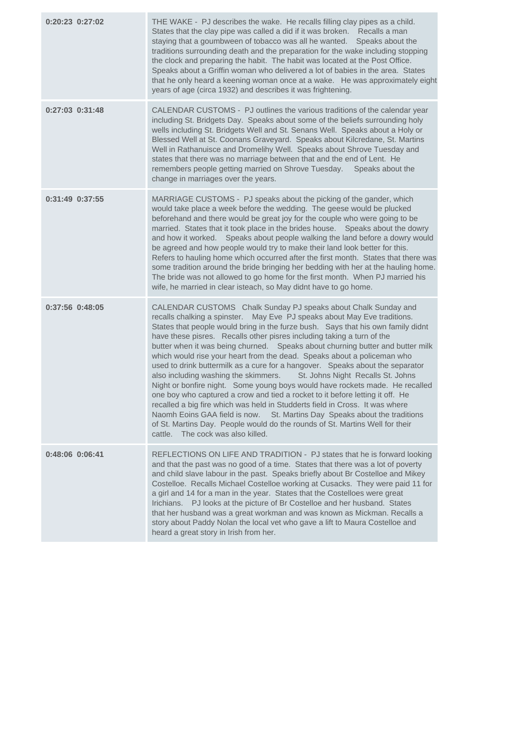| | |
|---|---|
| **0:20:23 0:27:02** | THE WAKE - PJ describes the wake. He recalls filling clay pipes as a child. States that the clay pipe was called a did if it was broken. Recalls a man staying that a goumbween of tobacco was all he wanted. Speaks about the traditions surrounding death and the preparation for the wake including stopping the clock and preparing the habit. The habit was located at the Post Office. Speaks about a Griffin woman who delivered a lot of babies in the area. States that he only heard a keening woman once at a wake. He was approximately eight years of age (circa 1932) and describes it was frightening. |
| **0:27:03 0:31:48** | CALENDAR CUSTOMS - PJ outlines the various traditions of the calendar year including St. Bridgets Day. Speaks about some of the beliefs surrounding holy wells including St. Bridgets Well and St. Senans Well. Speaks about a Holy or Blessed Well at St. Coonans Graveyard. Speaks about Kilcredane, St. Martins Well in Rathanuisce and Dromelihy Well. Speaks about Shrove Tuesday and states that there was no marriage between that and the end of Lent. He remembers people getting married on Shrove Tuesday. Speaks about the change in marriages over the years. |
| **0:31:49 0:37:55** | MARRIAGE CUSTOMS - PJ speaks about the picking of the gander, which would take place a week before the wedding. The geese would be plucked beforehand and there would be great joy for the couple who were going to be married. States that it took place in the brides house. Speaks about the dowry and how it worked. Speaks about people walking the land before a dowry would be agreed and how people would try to make their land look better for this. Refers to hauling home which occurred after the first month. States that there was some tradition around the bride bringing her bedding with her at the hauling home. The bride was not allowed to go home for the first month. When PJ married his wife, he married in clear isteach, so May didnt have to go home. |
| **0:37:56 0:48:05** | CALENDAR CUSTOMS Chalk Sunday PJ speaks about Chalk Sunday and recalls chalking a spinster. May Eve PJ speaks about May Eve traditions. States that people would bring in the furze bush. Says that his own family didnt have these pisres. Recalls other pisres including taking a turn of the butter when it was being churned. Speaks about churning butter and butter milk which would rise your heart from the dead. Speaks about a policeman who used to drink buttermilk as a cure for a hangover. Speaks about the separator also including washing the skimmers. St. Johns Night Recalls St. Johns Night or bonfire night. Some young boys would have rockets made. He recalled one boy who captured a crow and tied a rocket to it before letting it off. He recalled a big fire which was held in Studderts field in Cross. It was where Naomh Eoins GAA field is now. St. Martins Day Speaks about the traditions of St. Martins Day. People would do the rounds of St. Martins Well for their cattle. The cock was also killed. |
| **0:48:06 0:06:41** | REFLECTIONS ON LIFE AND TRADITION - PJ states that he is forward looking and that the past was no good of a time. States that there was a lot of poverty and child slave labour in the past. Speaks briefly about Br Costelloe and Mikey Costelloe. Recalls Michael Costelloe working at Cusacks. They were paid 11 for a girl and 14 for a man in the year. States that the Costelloes were great Irichians. PJ looks at the picture of Br Costelloe and her husband. States that her husband was a great workman and was known as Mickman. Recalls a story about Paddy Nolan the local vet who gave a lift to Maura Costelloe and heard a great story in Irish from her. |